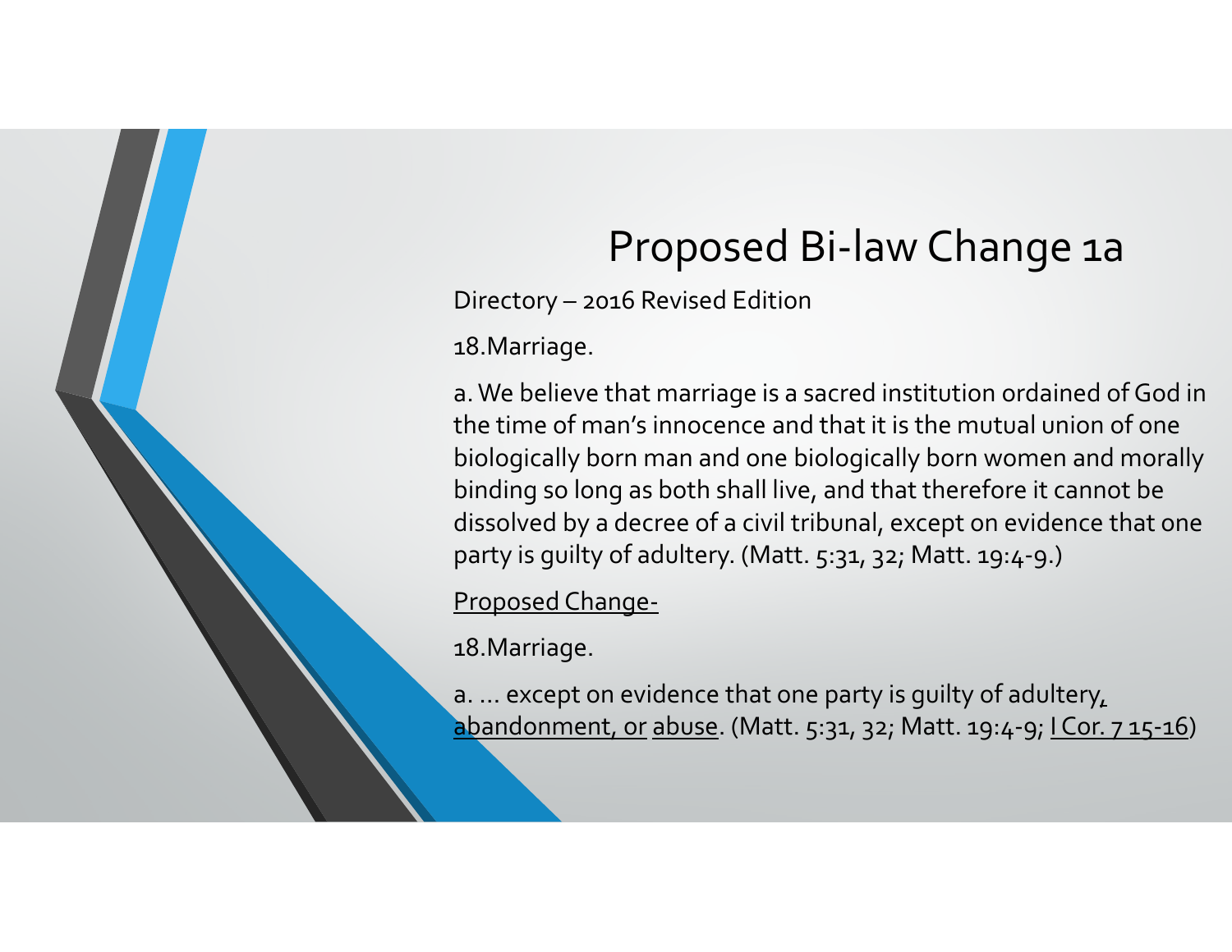# Proposed Bi-law Change 1a

Directory – 2016 Revised Edition

18.Marriage.

a. We believe that marriage is a sacred institution ordained of God in the time of man's innocence and that it is the mutual union of one biologically born man and one biologically born women and morally binding so long as both shall live, and that therefore it cannot be dissolved by a decree of a civil tribunal, except on evidence that one party is guilty of adultery. (Matt. 5:31, 32; Matt. 19:4-9.)

<u>Proposed Change-</u>

18.Marriage.

a. … except on evidence that one party is guilty of adultery, <u>abandonment, or</u> <u>abuse</u>. (Matt. 5:31, 32; Matt. 19:4-9; <u>I Cor. 7 15-16</u>)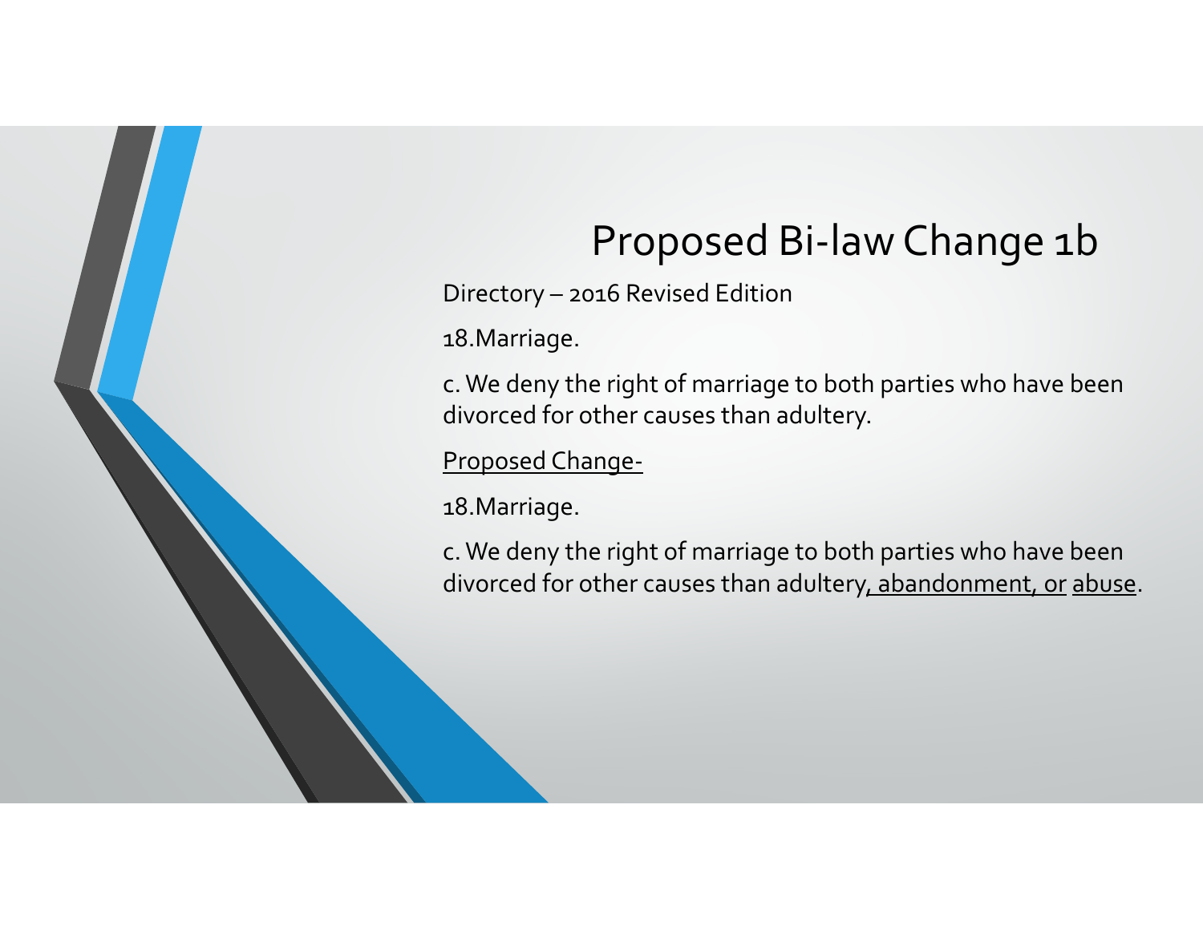# Proposed Bi-law Change 1b

Directory – 2016 Revised Edition

18.Marriage.

c. We deny the right of marriage to both parties who have been divorced for other causes than adultery.

<u>Proposed Change-</u>

18.Marriage.

c. We deny the right of marriage to both parties who have been divorced for other causes than adultery<u>, abandonment, or</u> <u>abuse</u>.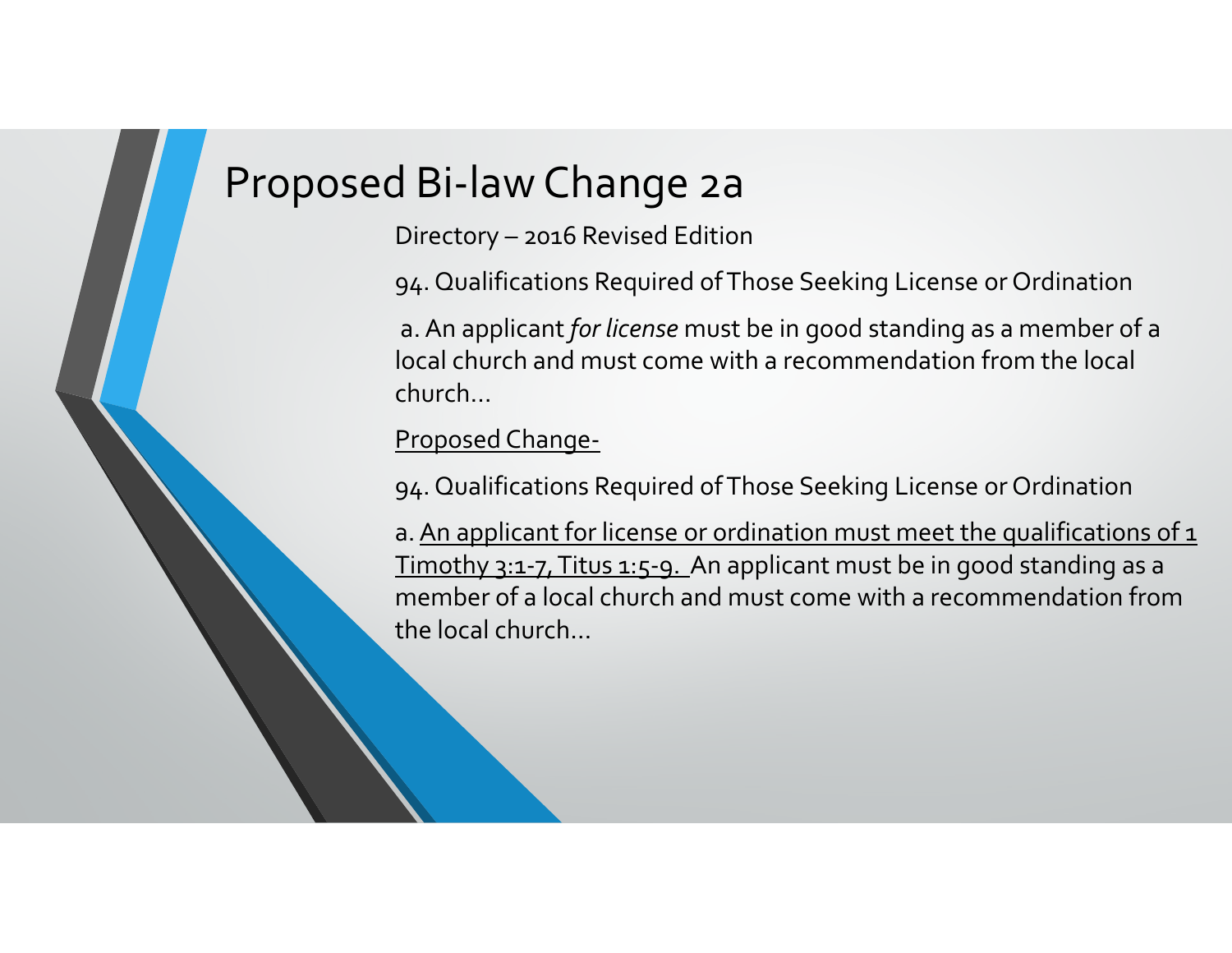# Proposed Bi-law Change 2a

Directory – 2016 Revised Edition

94. Qualifications Required of Those Seeking License or Ordination

a. An applicant *for license* must be in good standing as a member of a local church and must come with a recommendation from the local church…

<u>Proposed Change-</u>

94. Qualifications Required of Those Seeking License or Ordination

a. <u>An applicant for license or ordination must meet the qualifications of 1 Timothy 3:1-7, Titus 1:5-9.</u> An applicant must be in good standing as a member of a local church and must come with a recommendation from the local church…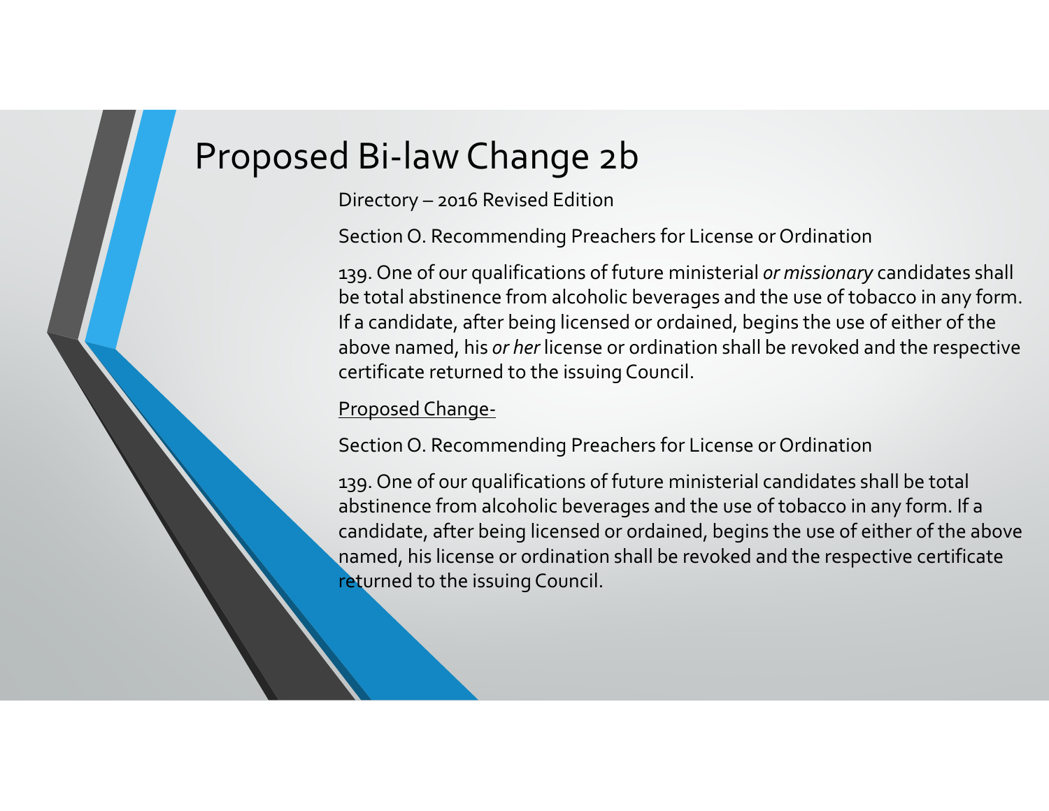# Proposed Bi-law Change 2b

Directory – 2016 Revised Edition

Section O. Recommending Preachers for License or Ordination

139. One of our qualifications of future ministerial *or missionary* candidates shall be total abstinence from alcoholic beverages and the use of tobacco in any form. If a candidate, after being licensed or ordained, begins the use of either of the above named, his *or her* license or ordination shall be revoked and the respective certificate returned to the issuing Council.

<u>Proposed Change-</u>

Section O. Recommending Preachers for License or Ordination

139. One of our qualifications of future ministerial candidates shall be total abstinence from alcoholic beverages and the use of tobacco in any form. If a candidate, after being licensed or ordained, begins the use of either of the above named, his license or ordination shall be revoked and the respective certificate returned to the issuing Council.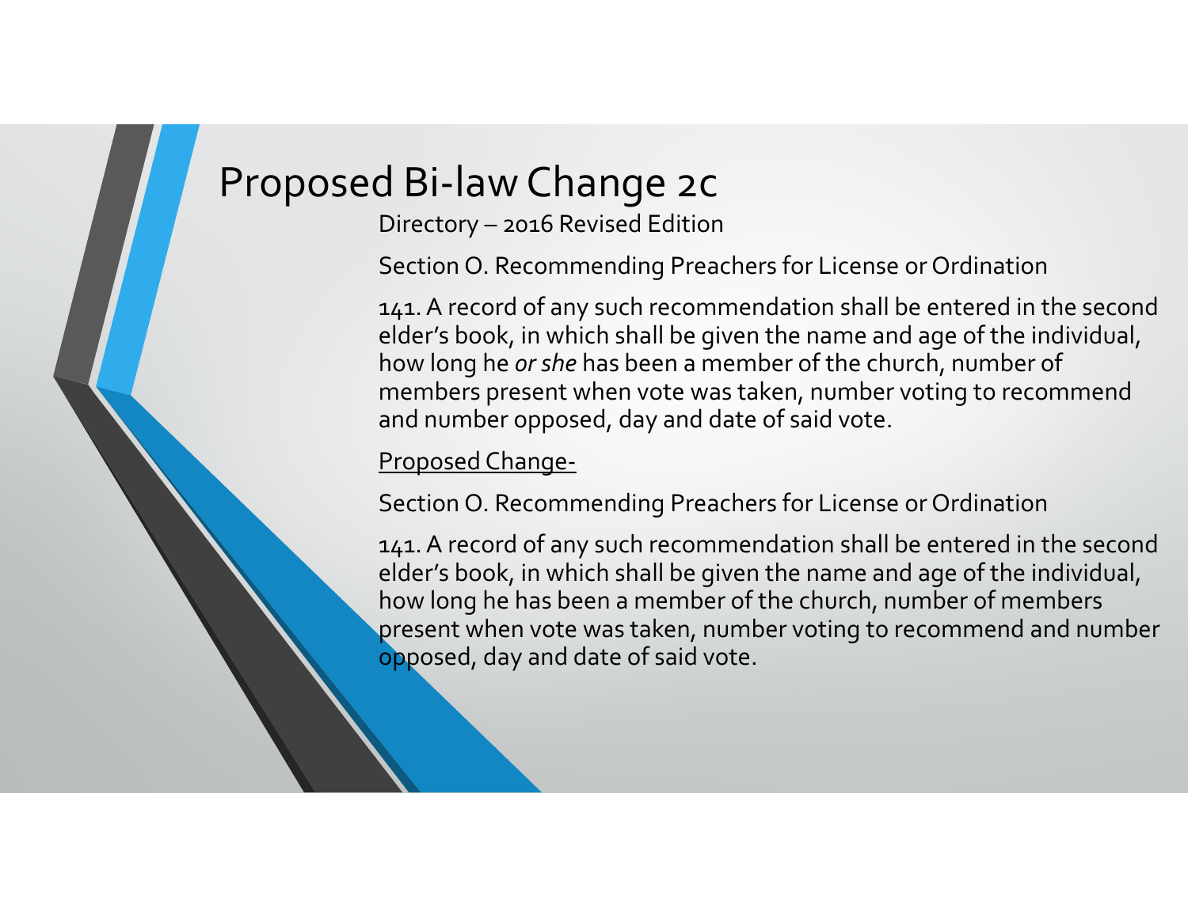# Proposed Bi-law Change 2c

Directory – 2016 Revised Edition

Section O. Recommending Preachers for License or Ordination

141. A record of any such recommendation shall be entered in the second elder's book, in which shall be given the name and age of the individual, how long he *or she* has been a member of the church, number of members present when vote was taken, number voting to recommend and number opposed, day and date of said vote.

<u>Proposed Change-</u>

Section O. Recommending Preachers for License or Ordination

141. A record of any such recommendation shall be entered in the second elder's book, in which shall be given the name and age of the individual, how long he has been a member of the church, number of members present when vote was taken, number voting to recommend and number opposed, day and date of said vote.